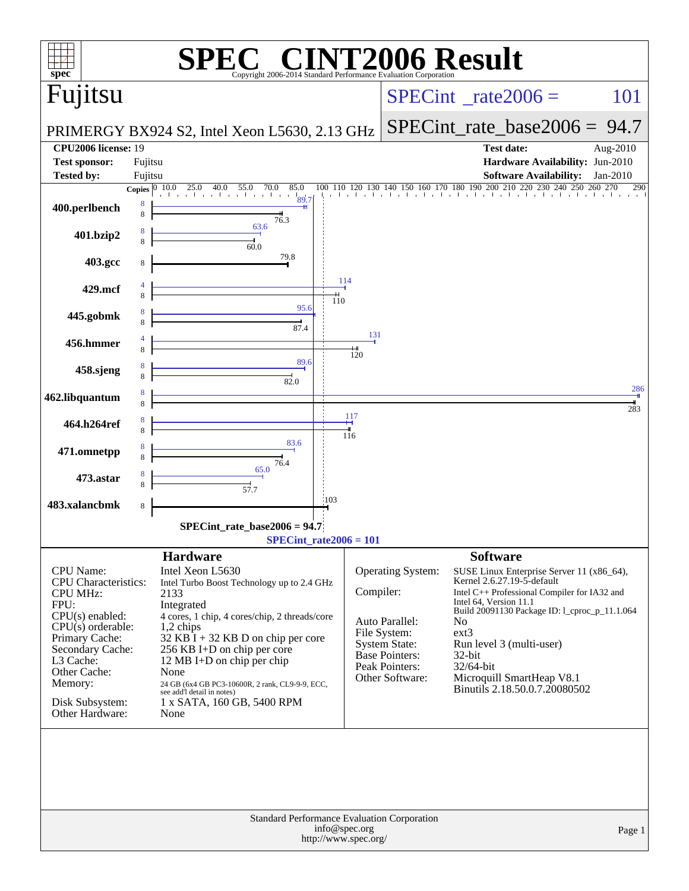# SPEC CINT2006 Result

Copyright 2006-2014 Standard Performance Evaluation Corporation

## Fujitsu

**PRIMERGY BX924 S2, Intel Xeon L5630, 2.13 GHz**

SPECint_rate2006 = 101

SPECint_rate_base2006 = 94.7

| | | | |
|---|---|---|---|
| **CPU2006 license:** | 19 | **Test date:** | Aug-2010 |
| **Test sponsor:** | Fujitsu | **Hardware Availability:** | Jun-2010 |
| **Tested by:** | Fujitsu | **Software Availability:** | Jan-2010 |

| Benchmark | Copies (peak) | Peak | Copies (base) | Base |
|---|---|---|---|---|
| 400.perlbench | 8 | 89.7 | 8 | 76.3 |
| 401.bzip2 | 8 | 63.6 | 8 | 60.0 |
| 403.gcc | | | 8 | 79.8 |
| 429.mcf | 4 | 114 | 8 | 110 |
| 445.gobmk | 8 | 95.6 | 8 | 87.4 |
| 456.hmmer | 4 | 131 | 8 | 120 |
| 458.sjeng | 8 | 89.6 | 8 | 82.0 |
| 462.libquantum | 8 | 286 | 8 | 283 |
| 464.h264ref | 8 | 117 | 8 | 116 |
| 471.omnetpp | 8 | 83.6 | 8 | 76.4 |
| 473.astar | 8 | 65.0 | 8 | 57.7 |
| 483.xalancbmk | | | 8 | 103 |

SPECint_rate_base2006 = 94.7

SPECint_rate2006 = 101

### Hardware

| | |
|---|---|
| CPU Name: | Intel Xeon L5630 |
| CPU Characteristics: | Intel Turbo Boost Technology up to 2.4 GHz |
| CPU MHz: | 2133 |
| FPU: | Integrated |
| CPU(s) enabled: | 4 cores, 1 chip, 4 cores/chip, 2 threads/core |
| CPU(s) orderable: | 1,2 chips |
| Primary Cache: | 32 KB I + 32 KB D on chip per core |
| Secondary Cache: | 256 KB I+D on chip per core |
| L3 Cache: | 12 MB I+D on chip per chip |
| Other Cache: | None |
| Memory: | 24 GB (6x4 GB PC3-10600R, 2 rank, CL9-9-9, ECC, see add'l detail in notes) |
| Disk Subsystem: | 1 x SATA, 160 GB, 5400 RPM |
| Other Hardware: | None |

### Software

| | |
|---|---|
| Operating System: | SUSE Linux Enterprise Server 11 (x86_64), Kernel 2.6.27.19-5-default |
| Compiler: | Intel C++ Professional Compiler for IA32 and Intel 64, Version 11.1 Build 20091130 Package ID: l_cproc_p_11.1.064 |
| Auto Parallel: | No |
| File System: | ext3 |
| System State: | Run level 3 (multi-user) |
| Base Pointers: | 32-bit |
| Peak Pointers: | 32/64-bit |
| Other Software: | Microquill SmartHeap V8.1 Binutils 2.18.50.0.7.20080502 |

Standard Performance Evaluation Corporation
info@spec.org
http://www.spec.org/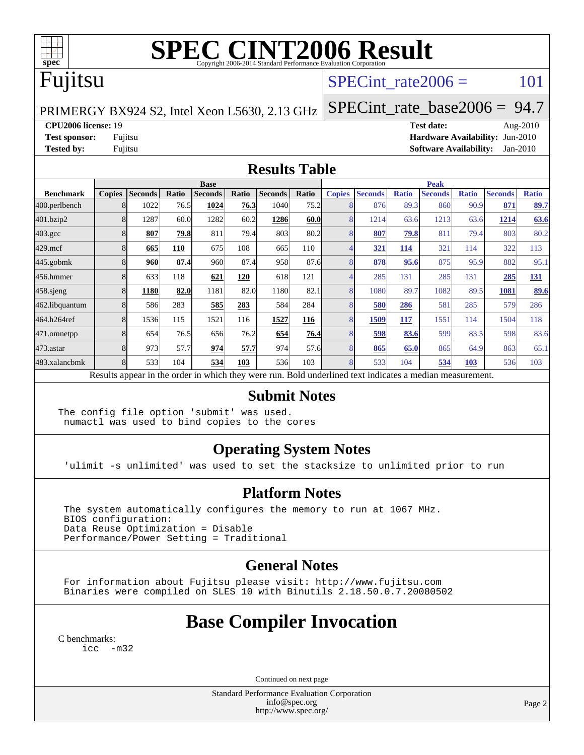# SPEC CINT2006 Result

Copyright 2006-2014 Standard Performance Evaluation Corporation

## Fujitsu

PRIMERGY BX924 S2, Intel Xeon L5630, 2.13 GHz

SPECint_rate2006 = 101

SPECint_rate_base2006 = 94.7

**CPU2006 license:** 19
**Test sponsor:** Fujitsu
**Tested by:** Fujitsu

**Test date:** Aug-2010
**Hardware Availability:** Jun-2010
**Software Availability:** Jan-2010

## Results Table

| Benchmark | Base | | | | | | | Peak | | | | | | |
|---|---|---|---|---|---|---|---|---|---|---|---|---|---|---|
| | Copies | Seconds | Ratio | Seconds | Ratio | Seconds | Ratio | Copies | Seconds | Ratio | Seconds | Ratio | Seconds | Ratio |
| 400.perlbench | 8 | 1022 | 76.5 | **1024** | **76.3** | 1040 | 75.2 | 8 | 876 | 89.3 | 860 | 90.9 | **871** | **89.7** |
| 401.bzip2 | 8 | 1287 | 60.0 | 1282 | 60.2 | **1286** | **60.0** | 8 | 1214 | 63.6 | 1213 | 63.6 | **1214** | **63.6** |
| 403.gcc | 8 | **807** | **79.8** | 811 | 79.4 | 803 | 80.2 | 8 | **807** | **79.8** | 811 | 79.4 | 803 | 80.2 |
| 429.mcf | 8 | **665** | **110** | 675 | 108 | 665 | 110 | 4 | **321** | **114** | 321 | 114 | 322 | 113 |
| 445.gobmk | 8 | **960** | **87.4** | 960 | 87.4 | 958 | 87.6 | 8 | **878** | **95.6** | 875 | 95.9 | 882 | 95.1 |
| 456.hmmer | 8 | 633 | 118 | **621** | **120** | 618 | 121 | 4 | 285 | 131 | 285 | 131 | **285** | **131** |
| 458.sjeng | 8 | **1180** | **82.0** | 1181 | 82.0 | 1180 | 82.1 | 8 | 1080 | 89.7 | 1082 | 89.5 | **1081** | **89.6** |
| 462.libquantum | 8 | 586 | 283 | **585** | **283** | 584 | 284 | 8 | **580** | **286** | 581 | 285 | 579 | 286 |
| 464.h264ref | 8 | 1536 | 115 | 1521 | 116 | **1527** | **116** | 8 | **1509** | **117** | 1551 | 114 | 1504 | 118 |
| 471.omnetpp | 8 | 654 | 76.5 | 656 | 76.2 | **654** | **76.4** | 8 | **598** | **83.6** | 599 | 83.5 | 598 | 83.6 |
| 473.astar | 8 | 973 | 57.7 | **974** | **57.7** | 974 | 57.6 | 8 | **865** | **65.0** | 865 | 64.9 | 863 | 65.1 |
| 483.xalancbmk | 8 | 533 | 104 | **534** | **103** | 536 | 103 | 8 | 533 | 104 | **534** | **103** | 536 | 103 |

Results appear in the order in which they were run. Bold underlined text indicates a median measurement.

## Submit Notes

```
The config file option 'submit' was used.
 numactl was used to bind copies to the cores
```

## Operating System Notes

```
'ulimit -s unlimited' was used to set the stacksize to unlimited prior to run
```

## Platform Notes

```
The system automatically configures the memory to run at 1067 MHz.
BIOS configuration:
Data Reuse Optimization = Disable
Performance/Power Setting = Traditional
```

## General Notes

```
For information about Fujitsu please visit: http://www.fujitsu.com
Binaries were compiled on SLES 10 with Binutils 2.18.50.0.7.20080502
```

# Base Compiler Invocation

C benchmarks:

```
icc  -m32
```

Continued on next page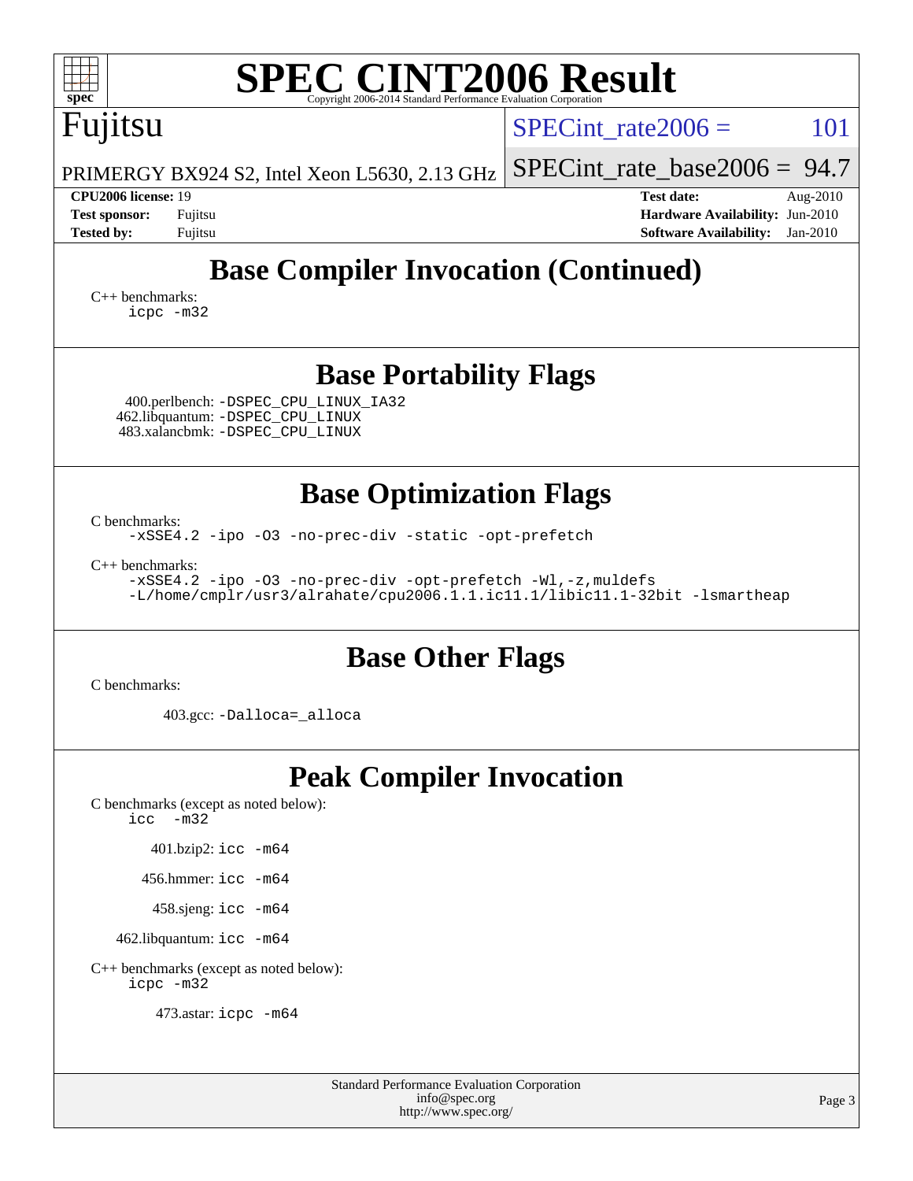# SPEC CINT2006 Result

Copyright 2006-2014 Standard Performance Evaluation Corporation

**Fujitsu**

PRIMERGY BX924 S2, Intel Xeon L5630, 2.13 GHz

SPECint_rate2006 = 101

SPECint_rate_base2006 = 94.7

| | | | |
|---|---|---|---|
| **CPU2006 license:** 19 | | **Test date:** | Aug-2010 |
| **Test sponsor:** | Fujitsu | **Hardware Availability:** | Jun-2010 |
| **Tested by:** | Fujitsu | **Software Availability:** | Jan-2010 |

## Base Compiler Invocation (Continued)

C++ benchmarks:
```
icpc -m32
```

## Base Portability Flags

400.perlbench: `-DSPEC_CPU_LINUX_IA32`
462.libquantum: `-DSPEC_CPU_LINUX`
483.xalancbmk: `-DSPEC_CPU_LINUX`

## Base Optimization Flags

C benchmarks:
```
-xSSE4.2 -ipo -O3 -no-prec-div -static -opt-prefetch
```

C++ benchmarks:
```
-xSSE4.2 -ipo -O3 -no-prec-div -opt-prefetch -Wl,-z,muldefs
-L/home/cmplr/usr3/alrahate/cpu2006.1.1.ic11.1/libic11.1-32bit -lsmartheap
```

## Base Other Flags

C benchmarks:

403.gcc: `-Dalloca=_alloca`

## Peak Compiler Invocation

C benchmarks (except as noted below):
```
icc  -m32
```

401.bzip2: `icc -m64`

456.hmmer: `icc -m64`

458.sjeng: `icc -m64`

462.libquantum: `icc -m64`

C++ benchmarks (except as noted below):
```
icpc -m32
```

473.astar: `icpc -m64`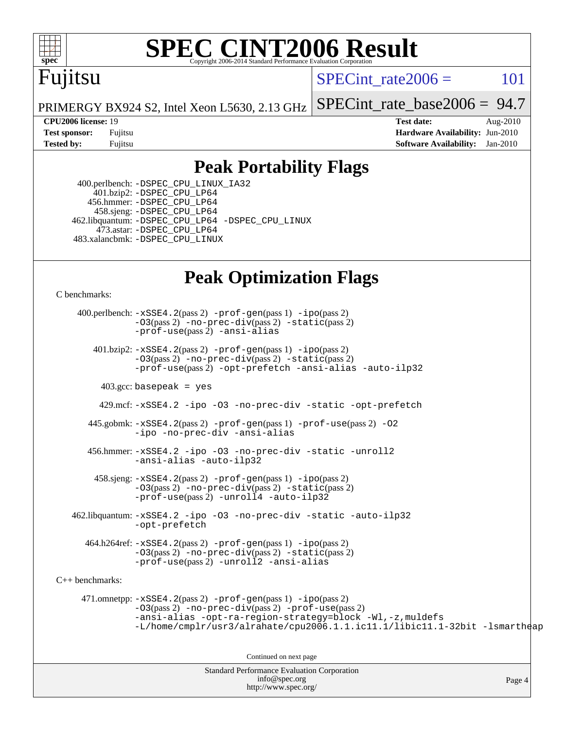# SPEC CINT2006 Result

Fujitsu

PRIMERGY BX924 S2, Intel Xeon L5630, 2.13 GHz

SPECint_rate2006 = 101

SPECint_rate_base2006 = 94.7

**CPU2006 license:** 19
**Test sponsor:** Fujitsu
**Tested by:** Fujitsu

**Test date:** Aug-2010
**Hardware Availability:** Jun-2010
**Software Availability:** Jan-2010

## Peak Portability Flags

400.perlbench: -DSPEC_CPU_LINUX_IA32
401.bzip2: -DSPEC_CPU_LP64
456.hmmer: -DSPEC_CPU_LP64
458.sjeng: -DSPEC_CPU_LP64
462.libquantum: -DSPEC_CPU_LP64 -DSPEC_CPU_LINUX
473.astar: -DSPEC_CPU_LP64
483.xalancbmk: -DSPEC_CPU_LINUX

## Peak Optimization Flags

C benchmarks:

400.perlbench: -xSSE4.2(pass 2) -prof-gen(pass 1) -ipo(pass 2) -O3(pass 2) -no-prec-div(pass 2) -static(pass 2) -prof-use(pass 2) -ansi-alias

401.bzip2: -xSSE4.2(pass 2) -prof-gen(pass 1) -ipo(pass 2) -O3(pass 2) -no-prec-div(pass 2) -static(pass 2) -prof-use(pass 2) -opt-prefetch -ansi-alias -auto-ilp32

403.gcc: basepeak = yes

429.mcf: -xSSE4.2 -ipo -O3 -no-prec-div -static -opt-prefetch

445.gobmk: -xSSE4.2(pass 2) -prof-gen(pass 1) -prof-use(pass 2) -O2 -ipo -no-prec-div -ansi-alias

456.hmmer: -xSSE4.2 -ipo -O3 -no-prec-div -static -unroll2 -ansi-alias -auto-ilp32

458.sjeng: -xSSE4.2(pass 2) -prof-gen(pass 1) -ipo(pass 2) -O3(pass 2) -no-prec-div(pass 2) -static(pass 2) -prof-use(pass 2) -unroll4 -auto-ilp32

462.libquantum: -xSSE4.2 -ipo -O3 -no-prec-div -static -auto-ilp32 -opt-prefetch

464.h264ref: -xSSE4.2(pass 2) -prof-gen(pass 1) -ipo(pass 2) -O3(pass 2) -no-prec-div(pass 2) -static(pass 2) -prof-use(pass 2) -unroll2 -ansi-alias

C++ benchmarks:

471.omnetpp: -xSSE4.2(pass 2) -prof-gen(pass 1) -ipo(pass 2) -O3(pass 2) -no-prec-div(pass 2) -prof-use(pass 2) -ansi-alias -opt-ra-region-strategy=block -Wl,-z,muldefs -L/home/cmplr/usr3/alrahate/cpu2006.1.1.ic11.1/libic11.1-32bit -lsmartheap

Continued on next page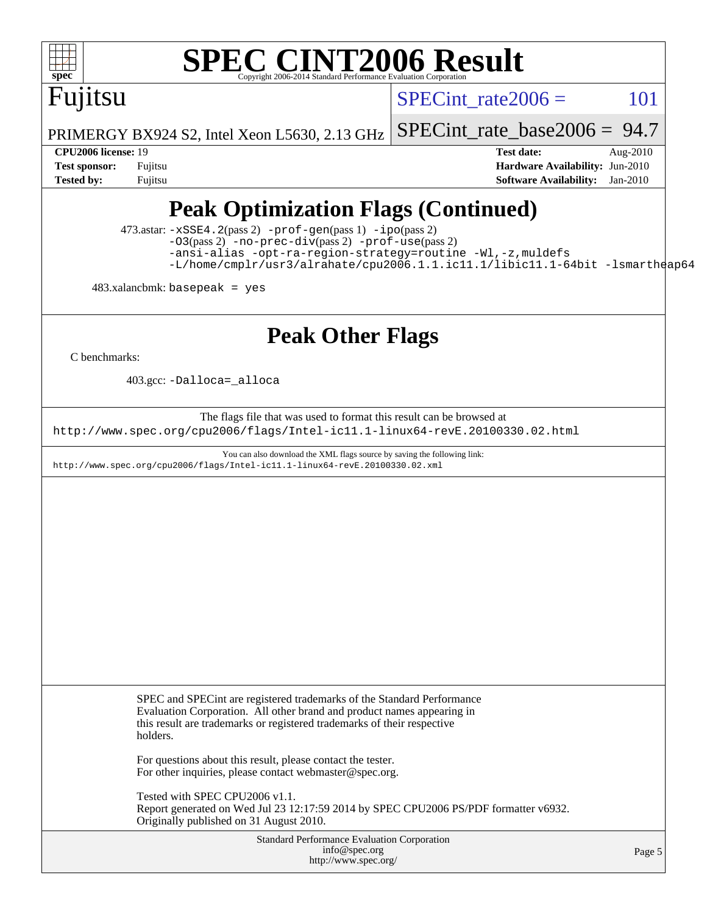# Peak Optimization Flags (Continued)

473.astar: -xSSE4.2(pass 2) -prof-gen(pass 1) -ipo(pass 2) -O3(pass 2) -no-prec-div(pass 2) -prof-use(pass 2) -ansi-alias -opt-ra-region-strategy=routine -Wl,-z,muldefs -L/home/cmplr/usr3/alrahate/cpu2006.1.1.ic11.1/libic11.1-64bit -lsmartheap64

483.xalancbmk: basepeak = yes

# Peak Other Flags

C benchmarks:

403.gcc: -Dalloca=_alloca

The flags file that was used to format this result can be browsed at
http://www.spec.org/cpu2006/flags/Intel-ic11.1-linux64-revE.20100330.02.html

You can also download the XML flags source by saving the following link:
http://www.spec.org/cpu2006/flags/Intel-ic11.1-linux64-revE.20100330.02.xml

SPEC and SPECint are registered trademarks of the Standard Performance Evaluation Corporation. All other brand and product names appearing in this result are trademarks or registered trademarks of their respective holders.

For questions about this result, please contact the tester.
For other inquiries, please contact webmaster@spec.org.

Tested with SPEC CPU2006 v1.1.
Report generated on Wed Jul 23 12:17:59 2014 by SPEC CPU2006 PS/PDF formatter v6932.
Originally published on 31 August 2010.